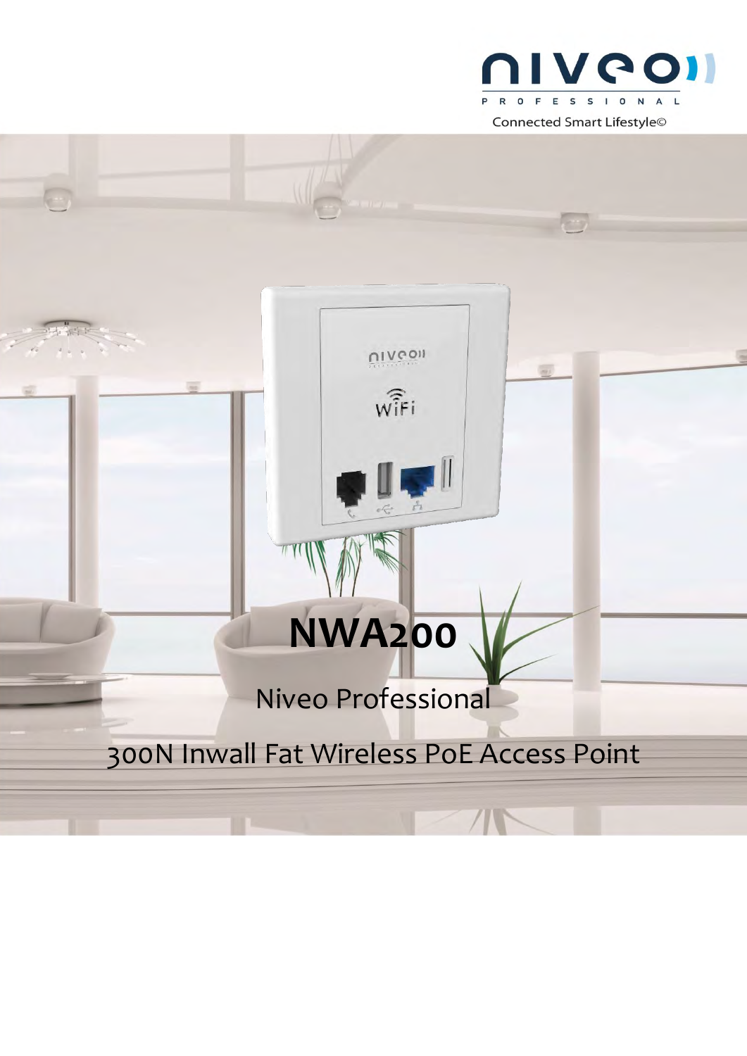niveo PROFESSIONAL

Connected Smart Lifestyle©

# NWA200

Niveo Professional

300N Inwall Fat Wireless PoE Access Point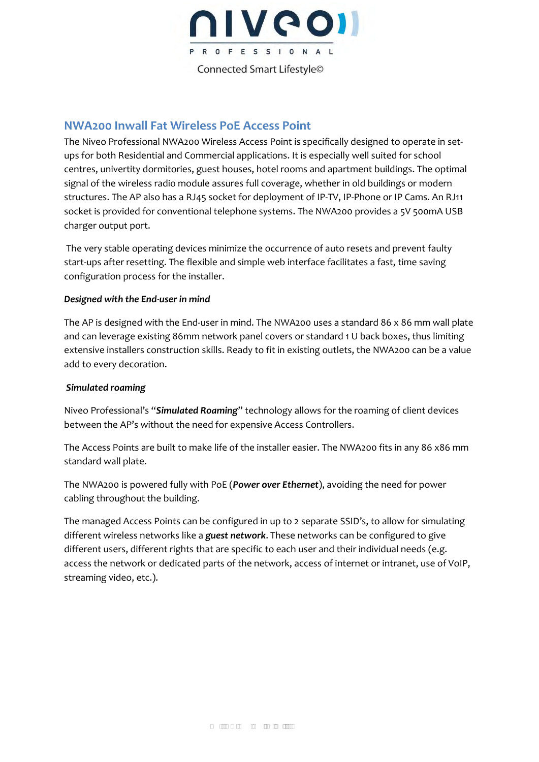## NWA200 Inwall Fat Wireless PoE Access Point

The Niveo Professional NWA200 Wireless Access Point is specifically designed to operate in set-ups for both Residential and Commercial applications. It is especially well suited for school centres, univertity dormitories, guest houses, hotel rooms and apartment buildings. The optimal signal of the wireless radio module assures full coverage, whether in old buildings or modern structures. The AP also has a RJ45 socket for deployment of IP-TV, IP-Phone or IP Cams. An RJ11 socket is provided for conventional telephone systems. The NWA200 provides a 5V 500mA USB charger output port.

The very stable operating devices minimize the occurrence of auto resets and prevent faulty start-ups after resetting. The flexible and simple web interface facilitates a fast, time saving configuration process for the installer.

***Designed with the End-user in mind***

The AP is designed with the End-user in mind. The NWA200 uses a standard 86 x 86 mm wall plate and can leverage existing 86mm network panel covers or standard 1 U back boxes, thus limiting extensive installers construction skills. Ready to fit in existing outlets, the NWA200 can be a value add to every decoration.

***Simulated roaming***

Niveo Professional's "***Simulated Roaming***" technology allows for the roaming of client devices between the AP's without the need for expensive Access Controllers.

The Access Points are built to make life of the installer easier. The NWA200 fits in any 86 x86 mm standard wall plate.

The NWA200 is powered fully with PoE (***Power over Ethernet***), avoiding the need for power cabling throughout the building.

The managed Access Points can be configured in up to 2 separate SSID's, to allow for simulating different wireless networks like a ***guest network***. These networks can be configured to give different users, different rights that are specific to each user and their individual needs (e.g. access the network or dedicated parts of the network, access of internet or intranet, use of VoIP, streaming video, etc.).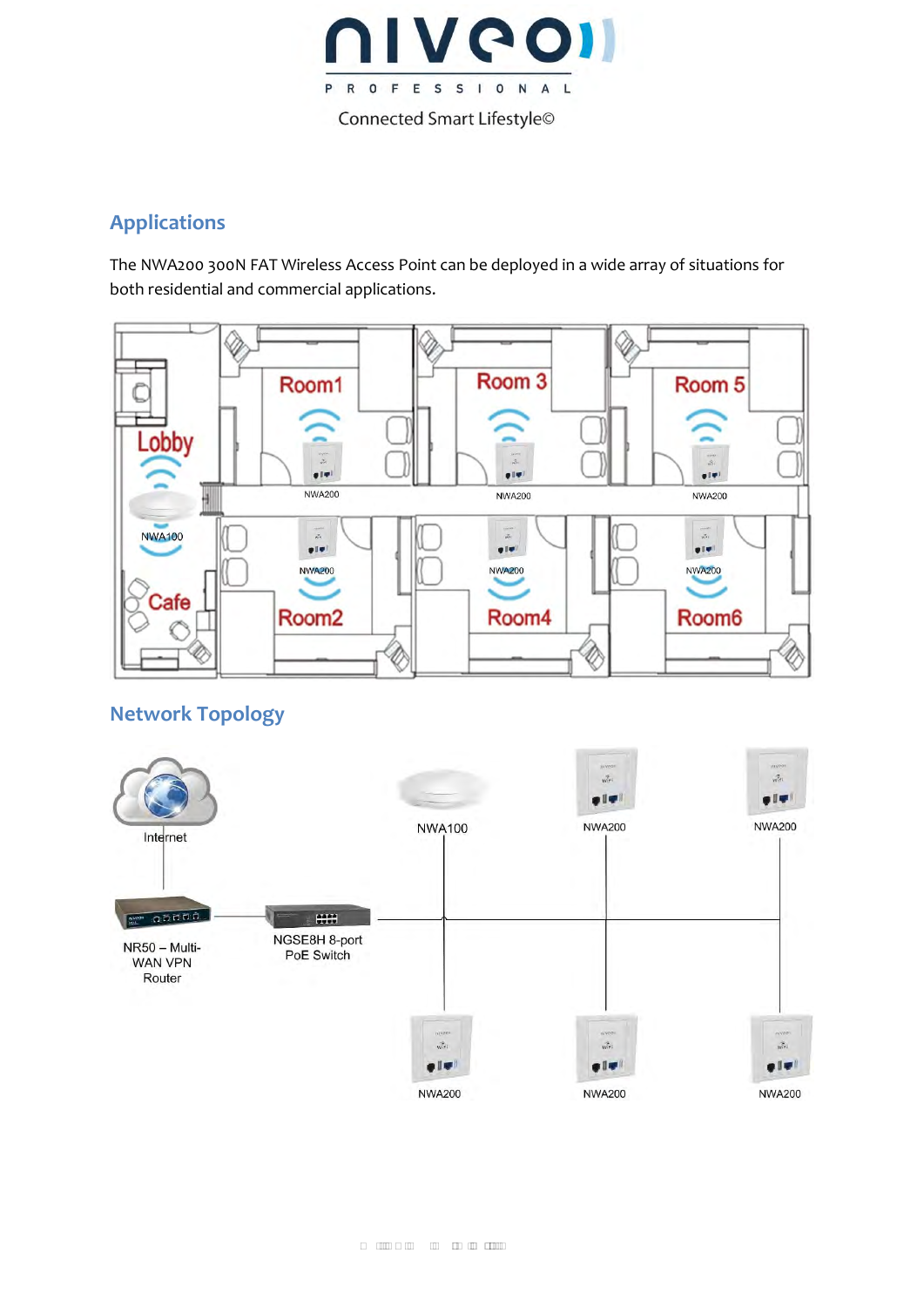## Applications

The NWA200 300N FAT Wireless Access Point can be deployed in a wide array of situations for both residential and commercial applications.

## Network Topology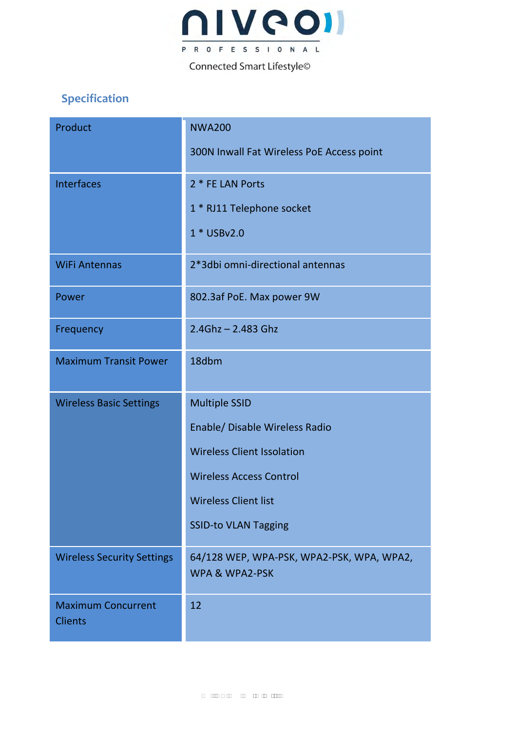## Specification

| Product | NWA200<br><br>300N Inwall Fat Wireless PoE Access point |
|---|---|
| Interfaces | 2 * FE LAN Ports<br><br>1 * RJ11 Telephone socket<br><br>1 * USBv2.0 |
| WiFi Antennas | 2*3dbi omni-directional antennas |
| Power | 802.3af PoE. Max power 9W |
| Frequency | 2.4Ghz – 2.483 Ghz |
| Maximum Transit Power | 18dbm |
| Wireless Basic Settings | Multiple SSID<br><br>Enable/ Disable Wireless Radio<br><br>Wireless Client Issolation<br><br>Wireless Access Control<br><br>Wireless Client list<br><br>SSID-to VLAN Tagging |
| Wireless Security Settings | 64/128 WEP, WPA-PSK, WPA2-PSK, WPA, WPA2, WPA & WPA2-PSK |
| Maximum Concurrent Clients | 12 |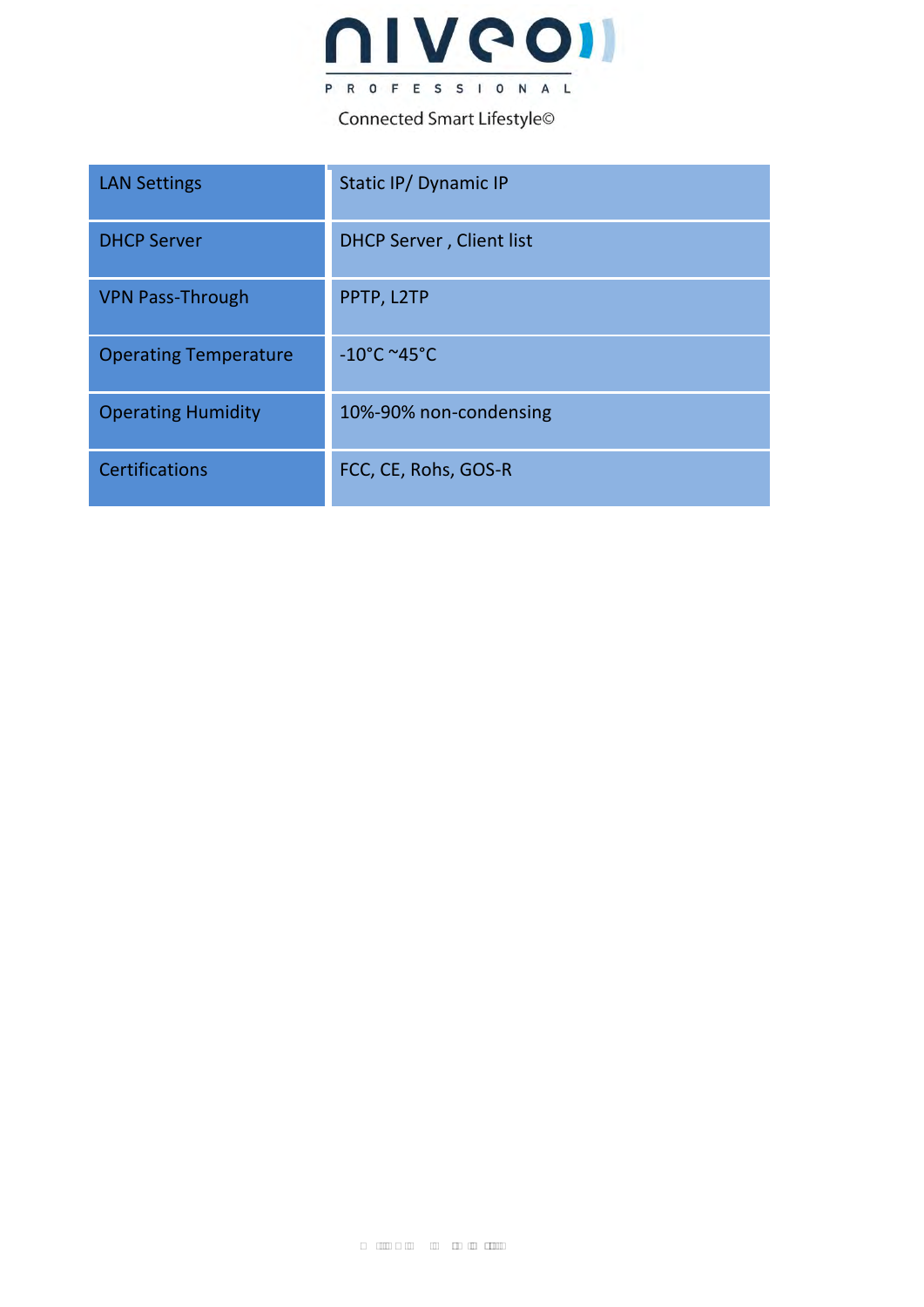| LAN Settings | Static IP/ Dynamic IP |
|---|---|
| DHCP Server | DHCP Server , Client list |
| VPN Pass-Through | PPTP, L2TP |
| Operating Temperature | -10°C ~45°C |
| Operating Humidity | 10%-90% non-condensing |
| Certifications | FCC, CE, Rohs, GOS-R |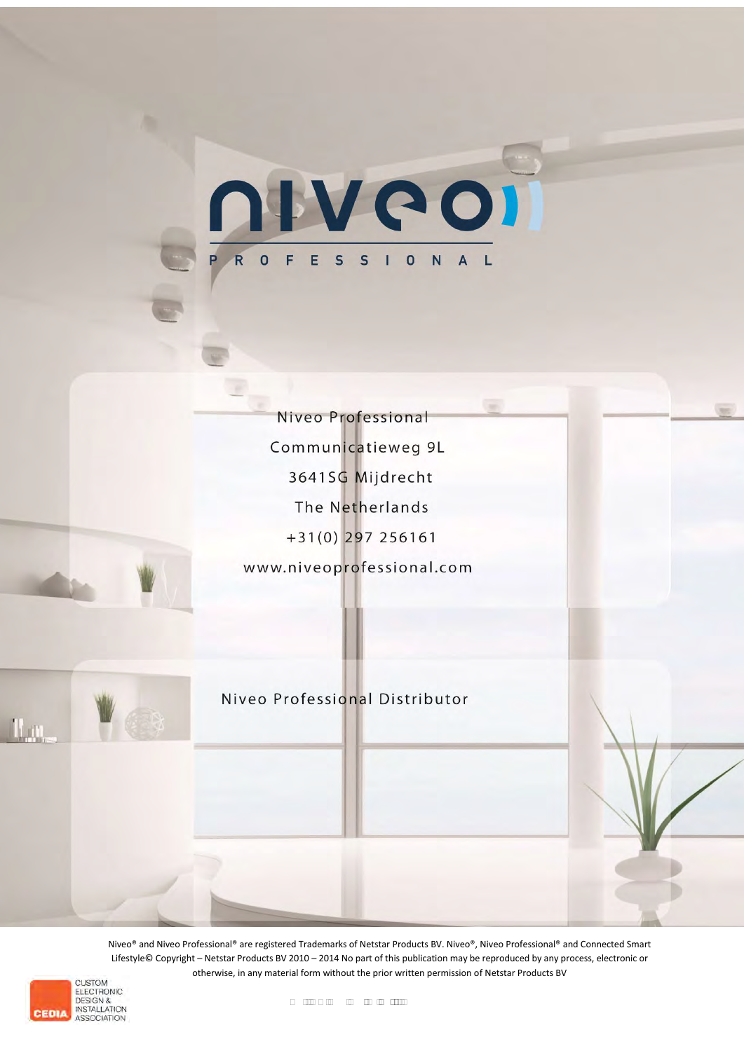niveo PROFESSIONAL

Niveo Professional
Communicatieweg 9L
3641SG Mijdrecht
The Netherlands
+31(0) 297 256161
www.niveoprofessional.com

Niveo Professional Distributor

Niveo® and Niveo Professional® are registered Trademarks of Netstar Products BV. Niveo®, Niveo Professional® and Connected Smart Lifestyle© Copyright – Netstar Products BV 2010 – 2014 No part of this publication may be reproduced by any process, electronic or otherwise, in any material form without the prior written permission of Netstar Products BV

CEDIA CUSTOM ELECTRONIC DESIGN & INSTALLATION ASSOCIATION